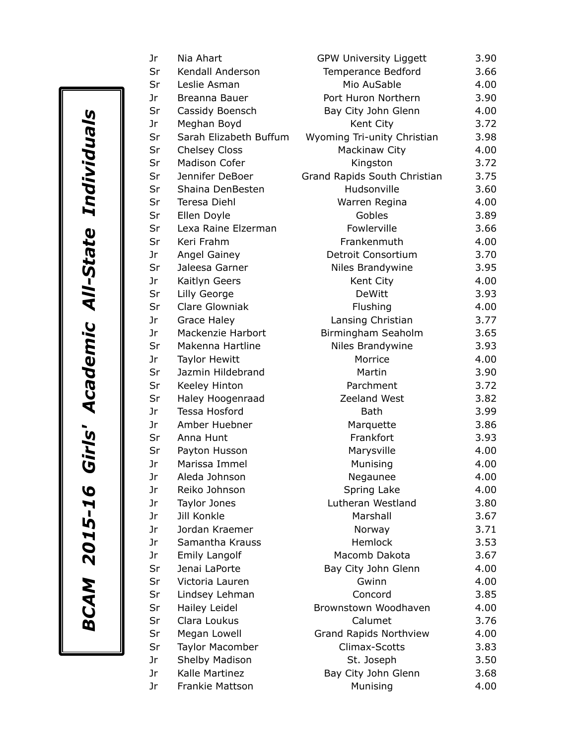# BCAM 2015-16 Girls' Academic All-State Individuals

| | | | |
|---|---|---|---|
| Jr | Nia Ahart | GPW University Liggett | 3.90 |
| Sr | Kendall Anderson | Temperance Bedford | 3.66 |
| Sr | Leslie Asman | Mio AuSable | 4.00 |
| Jr | Breanna Bauer | Port Huron Northern | 3.90 |
| Sr | Cassidy Boensch | Bay City John Glenn | 4.00 |
| Jr | Meghan Boyd | Kent City | 3.72 |
| Sr | Sarah Elizabeth Buffum | Wyoming Tri-unity Christian | 3.98 |
| Sr | Chelsey Closs | Mackinaw City | 4.00 |
| Sr | Madison Cofer | Kingston | 3.72 |
| Sr | Jennifer DeBoer | Grand Rapids South Christian | 3.75 |
| Sr | Shaina DenBesten | Hudsonville | 3.60 |
| Sr | Teresa Diehl | Warren Regina | 4.00 |
| Sr | Ellen Doyle | Gobles | 3.89 |
| Sr | Lexa Raine Elzerman | Fowlerville | 3.66 |
| Sr | Keri Frahm | Frankenmuth | 4.00 |
| Jr | Angel Gainey | Detroit Consortium | 3.70 |
| Sr | Jaleesa Garner | Niles Brandywine | 3.95 |
| Jr | Kaitlyn Geers | Kent City | 4.00 |
| Sr | Lilly George | DeWitt | 3.93 |
| Sr | Clare Glowniak | Flushing | 4.00 |
| Jr | Grace Haley | Lansing Christian | 3.77 |
| Jr | Mackenzie Harbort | Birmingham Seaholm | 3.65 |
| Sr | Makenna Hartline | Niles Brandywine | 3.93 |
| Jr | Taylor Hewitt | Morrice | 4.00 |
| Sr | Jazmin Hildebrand | Martin | 3.90 |
| Sr | Keeley Hinton | Parchment | 3.72 |
| Sr | Haley Hoogenraad | Zeeland West | 3.82 |
| Jr | Tessa Hosford | Bath | 3.99 |
| Jr | Amber Huebner | Marquette | 3.86 |
| Sr | Anna Hunt | Frankfort | 3.93 |
| Sr | Payton Husson | Marysville | 4.00 |
| Jr | Marissa Immel | Munising | 4.00 |
| Jr | Aleda Johnson | Negaunee | 4.00 |
| Jr | Reiko Johnson | Spring Lake | 4.00 |
| Jr | Taylor Jones | Lutheran Westland | 3.80 |
| Jr | Jill Konkle | Marshall | 3.67 |
| Jr | Jordan Kraemer | Norway | 3.71 |
| Jr | Samantha Krauss | Hemlock | 3.53 |
| Jr | Emily Langolf | Macomb Dakota | 3.67 |
| Sr | Jenai LaPorte | Bay City John Glenn | 4.00 |
| Sr | Victoria Lauren | Gwinn | 4.00 |
| Sr | Lindsey Lehman | Concord | 3.85 |
| Sr | Hailey Leidel | Brownstown Woodhaven | 4.00 |
| Sr | Clara Loukus | Calumet | 3.76 |
| Sr | Megan Lowell | Grand Rapids Northview | 4.00 |
| Sr | Taylor Macomber | Climax-Scotts | 3.83 |
| Jr | Shelby Madison | St. Joseph | 3.50 |
| Jr | Kalle Martinez | Bay City John Glenn | 3.68 |
| Jr | Frankie Mattson | Munising | 4.00 |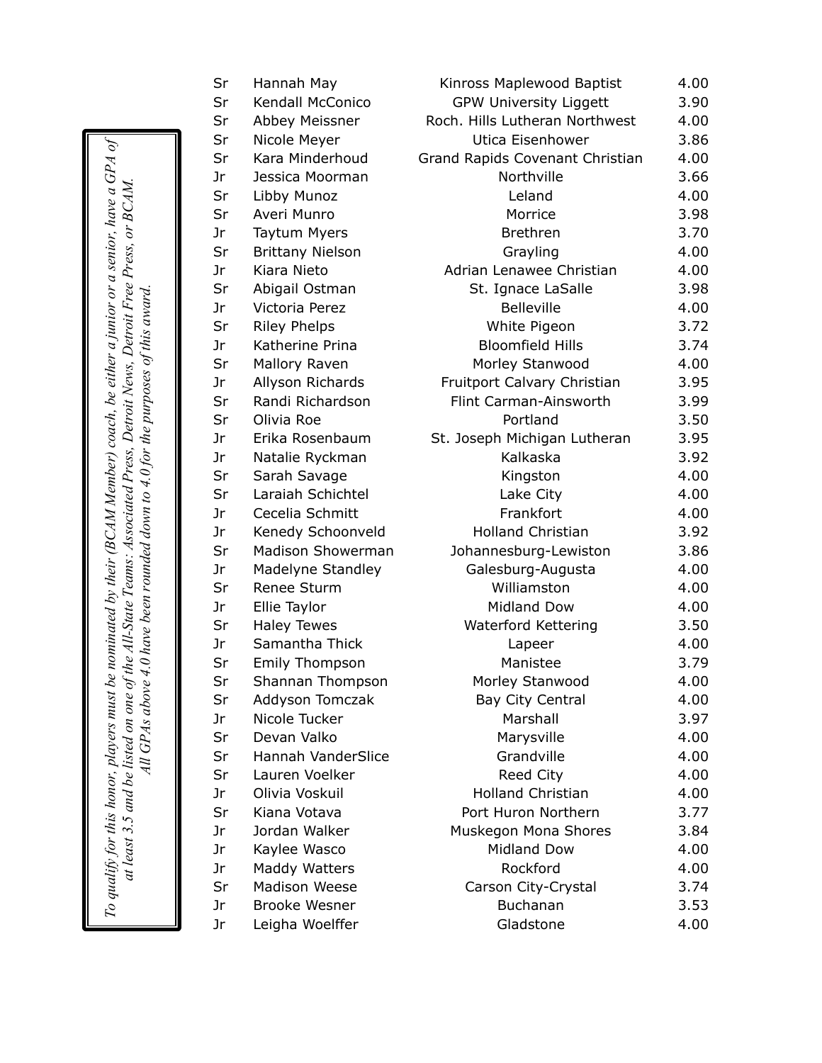*To qualify for this honor, players must be nominated by their (BCAM Member) coach, be either a junior or a senior, have a GPA of at least 3.5 and be listed on one of the All-State Teams: Associated Press, Detroit News, Detroit Free Press, or BCAM. All GPAs above 4.0 have been rounded down to 4.0 for the purposes of this award.*

| | | | |
|---|---|---|---|
| Sr | Hannah May | Kinross Maplewood Baptist | 4.00 |
| Sr | Kendall McConico | GPW University Liggett | 3.90 |
| Sr | Abbey Meissner | Roch. Hills Lutheran Northwest | 4.00 |
| Sr | Nicole Meyer | Utica Eisenhower | 3.86 |
| Sr | Kara Minderhoud | Grand Rapids Covenant Christian | 4.00 |
| Jr | Jessica Moorman | Northville | 3.66 |
| Sr | Libby Munoz | Leland | 4.00 |
| Sr | Averi Munro | Morrice | 3.98 |
| Jr | Taytum Myers | Brethren | 3.70 |
| Sr | Brittany Nielson | Grayling | 4.00 |
| Jr | Kiara Nieto | Adrian Lenawee Christian | 4.00 |
| Sr | Abigail Ostman | St. Ignace LaSalle | 3.98 |
| Jr | Victoria Perez | Belleville | 4.00 |
| Sr | Riley Phelps | White Pigeon | 3.72 |
| Jr | Katherine Prina | Bloomfield Hills | 3.74 |
| Sr | Mallory Raven | Morley Stanwood | 4.00 |
| Jr | Allyson Richards | Fruitport Calvary Christian | 3.95 |
| Sr | Randi Richardson | Flint Carman-Ainsworth | 3.99 |
| Sr | Olivia Roe | Portland | 3.50 |
| Jr | Erika Rosenbaum | St. Joseph Michigan Lutheran | 3.95 |
| Jr | Natalie Ryckman | Kalkaska | 3.92 |
| Sr | Sarah Savage | Kingston | 4.00 |
| Sr | Laraiah Schichtel | Lake City | 4.00 |
| Jr | Cecelia Schmitt | Frankfort | 4.00 |
| Jr | Kenedy Schoonveld | Holland Christian | 3.92 |
| Sr | Madison Showerman | Johannesburg-Lewiston | 3.86 |
| Jr | Madelyne Standley | Galesburg-Augusta | 4.00 |
| Sr | Renee Sturm | Williamston | 4.00 |
| Jr | Ellie Taylor | Midland Dow | 4.00 |
| Sr | Haley Tewes | Waterford Kettering | 3.50 |
| Jr | Samantha Thick | Lapeer | 4.00 |
| Sr | Emily Thompson | Manistee | 3.79 |
| Sr | Shannan Thompson | Morley Stanwood | 4.00 |
| Sr | Addyson Tomczak | Bay City Central | 4.00 |
| Jr | Nicole Tucker | Marshall | 3.97 |
| Sr | Devan Valko | Marysville | 4.00 |
| Sr | Hannah VanderSlice | Grandville | 4.00 |
| Sr | Lauren Voelker | Reed City | 4.00 |
| Jr | Olivia Voskuil | Holland Christian | 4.00 |
| Sr | Kiana Votava | Port Huron Northern | 3.77 |
| Jr | Jordan Walker | Muskegon Mona Shores | 3.84 |
| Jr | Kaylee Wasco | Midland Dow | 4.00 |
| Jr | Maddy Watters | Rockford | 4.00 |
| Sr | Madison Weese | Carson City-Crystal | 3.74 |
| Jr | Brooke Wesner | Buchanan | 3.53 |
| Jr | Leigha Woelffer | Gladstone | 4.00 |